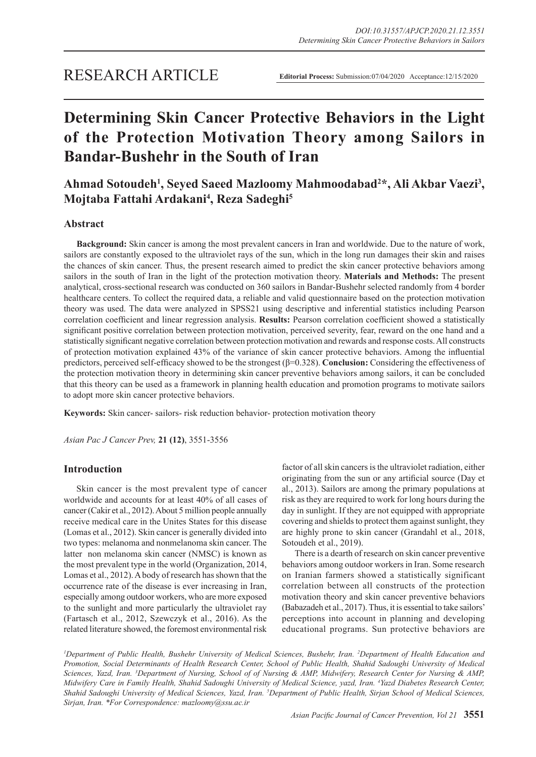RESEARCH ARTICLE

**Editorial Process:** Submission:07/04/2020 Acceptance:12/15/2020

# Determining Skin Cancer Protective Behaviors in the Light of the Protection Motivation Theory among Sailors in Bandar-Bushehr in the South of Iran

**Ahmad Sotoudeh[1], Seyed Saeed Mazloomy Mahmoodabad[2]*, Ali Akbar Vaezi[3], Mojtaba Fattahi Ardakani[4], Reza Sadeghi[5]**

## Abstract

**Background:** Skin cancer is among the most prevalent cancers in Iran and worldwide. Due to the nature of work, sailors are constantly exposed to the ultraviolet rays of the sun, which in the long run damages their skin and raises the chances of skin cancer. Thus, the present research aimed to predict the skin cancer protective behaviors among sailors in the south of Iran in the light of the protection motivation theory. **Materials and Methods:** The present analytical, cross-sectional research was conducted on 360 sailors in Bandar-Bushehr selected randomly from 4 border healthcare centers. To collect the required data, a reliable and valid questionnaire based on the protection motivation theory was used. The data were analyzed in SPSS21 using descriptive and inferential statistics including Pearson correlation coefficient and linear regression analysis. **Results:** Pearson correlation coefficient showed a statistically significant positive correlation between protection motivation, perceived severity, fear, reward on the one hand and a statistically significant negative correlation between protection motivation and rewards and response costs. All constructs of protection motivation explained 43% of the variance of skin cancer protective behaviors. Among the influential predictors, perceived self-efficacy showed to be the strongest (β=0.328). **Conclusion:** Considering the effectiveness of the protection motivation theory in determining skin cancer preventive behaviors among sailors, it can be concluded that this theory can be used as a framework in planning health education and promotion programs to motivate sailors to adopt more skin cancer protective behaviors.

**Keywords:** Skin cancer- sailors- risk reduction behavior- protection motivation theory

*Asian Pac J Cancer Prev,* **21 (12)**, 3551-3556

## Introduction

Skin cancer is the most prevalent type of cancer worldwide and accounts for at least 40% of all cases of cancer (Cakir et al., 2012). About 5 million people annually receive medical care in the Unites States for this disease (Lomas et al., 2012). Skin cancer is generally divided into two types: melanoma and nonmelanoma skin cancer. The latter non melanoma skin cancer (NMSC) is known as the most prevalent type in the world (Organization, 2014, Lomas et al., 2012). A body of research has shown that the occurrence rate of the disease is ever increasing in Iran, especially among outdoor workers, who are more exposed to the sunlight and more particularly the ultraviolet ray (Fartasch et al., 2012, Szewczyk et al., 2016). As the related literature showed, the foremost environmental risk factor of all skin cancers is the ultraviolet radiation, either originating from the sun or any artificial source (Day et al., 2013). Sailors are among the primary populations at risk as they are required to work for long hours during the day in sunlight. If they are not equipped with appropriate covering and shields to protect them against sunlight, they are highly prone to skin cancer (Grandahl et al., 2018, Sotoudeh et al., 2019).

There is a dearth of research on skin cancer preventive behaviors among outdoor workers in Iran. Some research on Iranian farmers showed a statistically significant correlation between all constructs of the protection motivation theory and skin cancer preventive behaviors (Babazadeh et al., 2017). Thus, it is essential to take sailors' perceptions into account in planning and developing educational programs. Sun protective behaviors are

*[1]Department of Public Health, Bushehr University of Medical Sciences, Bushehr, Iran. [2]Department of Health Education and Promotion, Social Determinants of Health Research Center, School of Public Health, Shahid Sadoughi University of Medical Sciences, Yazd, Iran. [3]Department of Nursing, School of of Nursing & AMP, Midwifery, Research Center for Nursing & AMP, Midwifery Care in Family Health, Shahid Sadoughi University of Medical Science, yazd, Iran. [4]Yazd Diabetes Research Center, Shahid Sadoughi University of Medical Sciences, Yazd, Iran. [5]Department of Public Health, Sirjan School of Medical Sciences, Sirjan, Iran. *For Correspondence: mazloomy@ssu.ac.ir*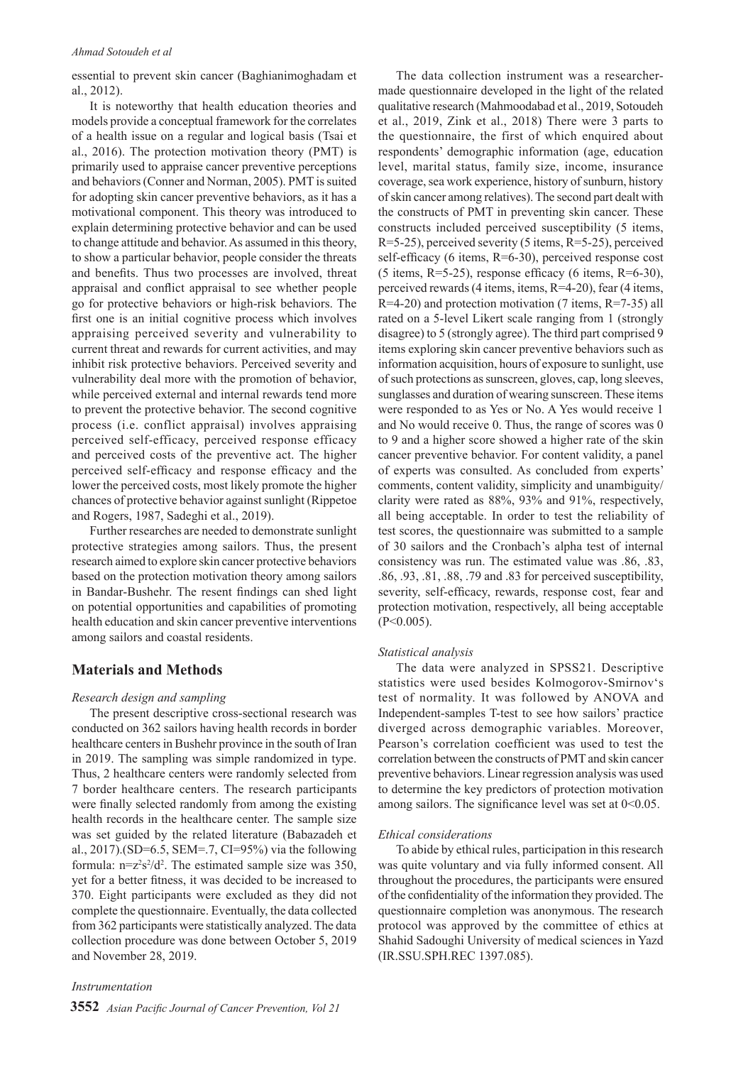essential to prevent skin cancer (Baghianimoghadam et al., 2012).

It is noteworthy that health education theories and models provide a conceptual framework for the correlates of a health issue on a regular and logical basis (Tsai et al., 2016). The protection motivation theory (PMT) is primarily used to appraise cancer preventive perceptions and behaviors (Conner and Norman, 2005). PMT is suited for adopting skin cancer preventive behaviors, as it has a motivational component. This theory was introduced to explain determining protective behavior and can be used to change attitude and behavior. As assumed in this theory, to show a particular behavior, people consider the threats and benefits. Thus two processes are involved, threat appraisal and conflict appraisal to see whether people go for protective behaviors or high-risk behaviors. The first one is an initial cognitive process which involves appraising perceived severity and vulnerability to current threat and rewards for current activities, and may inhibit risk protective behaviors. Perceived severity and vulnerability deal more with the promotion of behavior, while perceived external and internal rewards tend more to prevent the protective behavior. The second cognitive process (i.e. conflict appraisal) involves appraising perceived self-efficacy, perceived response efficacy and perceived costs of the preventive act. The higher perceived self-efficacy and response efficacy and the lower the perceived costs, most likely promote the higher chances of protective behavior against sunlight (Rippetoe and Rogers, 1987, Sadeghi et al., 2019).

Further researches are needed to demonstrate sunlight protective strategies among sailors. Thus, the present research aimed to explore skin cancer protective behaviors based on the protection motivation theory among sailors in Bandar-Bushehr. The resent findings can shed light on potential opportunities and capabilities of promoting health education and skin cancer preventive interventions among sailors and coastal residents.

## Materials and Methods

*Research design and sampling*

The present descriptive cross-sectional research was conducted on 362 sailors having health records in border healthcare centers in Bushehr province in the south of Iran in 2019. The sampling was simple randomized in type. Thus, 2 healthcare centers were randomly selected from 7 border healthcare centers. The research participants were finally selected randomly from among the existing health records in the healthcare center. The sample size was set guided by the related literature (Babazadeh et al., 2017).(SD=6.5, SEM=.7, CI=95%) via the following formula: $n=z^2s^2/d^2$. The estimated sample size was 350, yet for a better fitness, it was decided to be increased to 370. Eight participants were excluded as they did not complete the questionnaire. Eventually, the data collected from 362 participants were statistically analyzed. The data collection procedure was done between October 5, 2019 and November 28, 2019.

*Instrumentation*

The data collection instrument was a researcher-made questionnaire developed in the light of the related qualitative research (Mahmoodabad et al., 2019, Sotoudeh et al., 2019, Zink et al., 2018) There were 3 parts to the questionnaire, the first of which enquired about respondents' demographic information (age, education level, marital status, family size, income, insurance coverage, sea work experience, history of sunburn, history of skin cancer among relatives). The second part dealt with the constructs of PMT in preventing skin cancer. These constructs included perceived susceptibility (5 items, R=5-25), perceived severity (5 items, R=5-25), perceived self-efficacy (6 items, R=6-30), perceived response cost (5 items, R=5-25), response efficacy (6 items, R=6-30), perceived rewards (4 items, items, R=4-20), fear (4 items, R=4-20) and protection motivation (7 items, R=7-35) all rated on a 5-level Likert scale ranging from 1 (strongly disagree) to 5 (strongly agree). The third part comprised 9 items exploring skin cancer preventive behaviors such as information acquisition, hours of exposure to sunlight, use of such protections as sunscreen, gloves, cap, long sleeves, sunglasses and duration of wearing sunscreen. These items were responded to as Yes or No. A Yes would receive 1 and No would receive 0. Thus, the range of scores was 0 to 9 and a higher score showed a higher rate of the skin cancer preventive behavior. For content validity, a panel of experts was consulted. As concluded from experts' comments, content validity, simplicity and unambiguity/clarity were rated as 88%, 93% and 91%, respectively, all being acceptable. In order to test the reliability of test scores, the questionnaire was submitted to a sample of 30 sailors and the Cronbach's alpha test of internal consistency was run. The estimated value was .86, .83, .86, .93, .81, .88, .79 and .83 for perceived susceptibility, severity, self-efficacy, rewards, response cost, fear and protection motivation, respectively, all being acceptable ($P<0.005$).

*Statistical analysis*

The data were analyzed in SPSS21. Descriptive statistics were used besides Kolmogorov-Smirnov's test of normality. It was followed by ANOVA and Independent-samples T-test to see how sailors' practice diverged across demographic variables. Moreover, Pearson's correlation coefficient was used to test the correlation between the constructs of PMT and skin cancer preventive behaviors. Linear regression analysis was used to determine the key predictors of protection motivation among sailors. The significance level was set at 0<0.05.

*Ethical considerations*

To abide by ethical rules, participation in this research was quite voluntary and via fully informed consent. All throughout the procedures, the participants were ensured of the confidentiality of the information they provided. The questionnaire completion was anonymous. The research protocol was approved by the committee of ethics at Shahid Sadoughi University of medical sciences in Yazd (IR.SSU.SPH.REC 1397.085).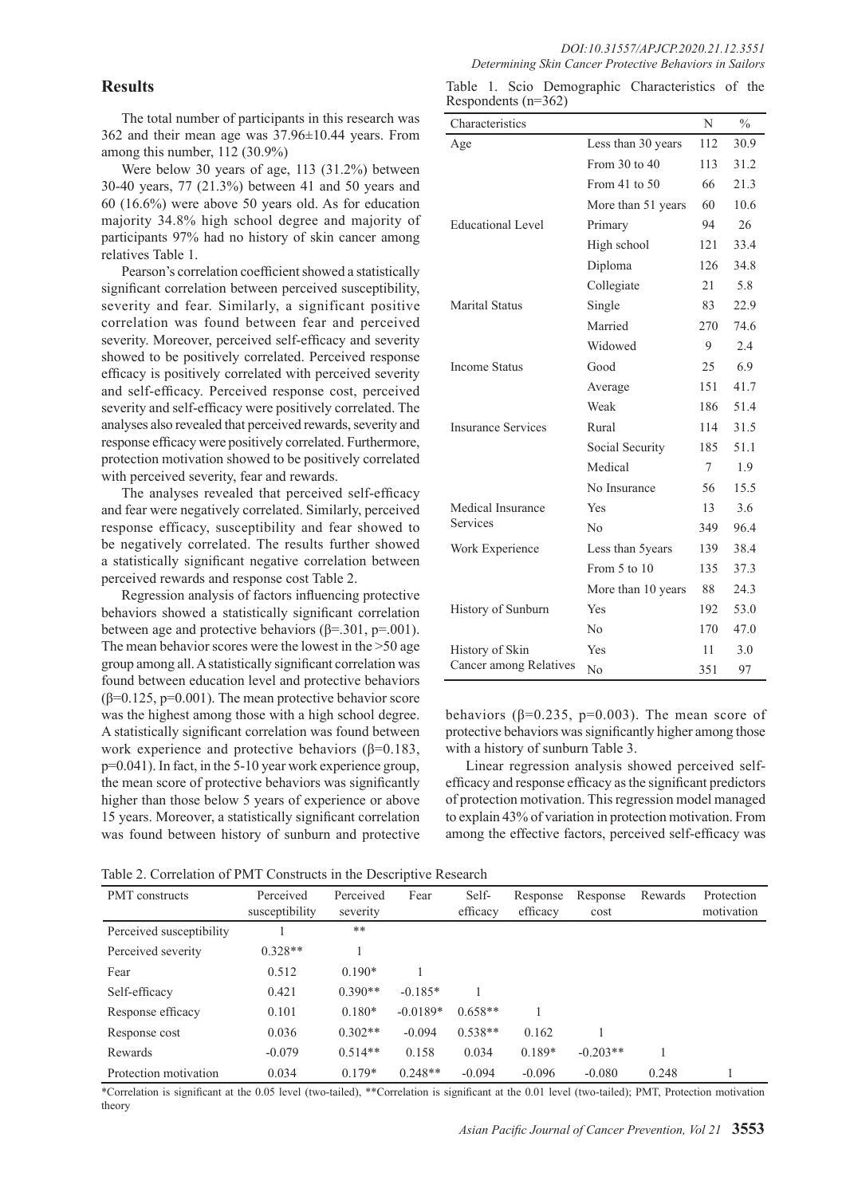## Results

The total number of participants in this research was 362 and their mean age was 37.96±10.44 years. From among this number, 112 (30.9%)

Were below 30 years of age, 113 (31.2%) between 30-40 years, 77 (21.3%) between 41 and 50 years and 60 (16.6%) were above 50 years old. As for education majority 34.8% high school degree and majority of participants 97% had no history of skin cancer among relatives Table 1.

Pearson's correlation coefficient showed a statistically significant correlation between perceived susceptibility, severity and fear. Similarly, a significant positive correlation was found between fear and perceived severity. Moreover, perceived self-efficacy and severity showed to be positively correlated. Perceived response efficacy is positively correlated with perceived severity and self-efficacy. Perceived response cost, perceived severity and self-efficacy were positively correlated. The analyses also revealed that perceived rewards, severity and response efficacy were positively correlated. Furthermore, protection motivation showed to be positively correlated with perceived severity, fear and rewards.

The analyses revealed that perceived self-efficacy and fear were negatively correlated. Similarly, perceived response efficacy, susceptibility and fear showed to be negatively correlated. The results further showed a statistically significant negative correlation between perceived rewards and response cost Table 2.

Regression analysis of factors influencing protective behaviors showed a statistically significant correlation between age and protective behaviors (β=.301, p=.001). The mean behavior scores were the lowest in the >50 age group among all. A statistically significant correlation was found between education level and protective behaviors (β=0.125, p=0.001). The mean protective behavior score was the highest among those with a high school degree. A statistically significant correlation was found between work experience and protective behaviors (β=0.183, p=0.041). In fact, in the 5-10 year work experience group, the mean score of protective behaviors was significantly higher than those below 5 years of experience or above 15 years. Moreover, a statistically significant correlation was found between history of sunburn and protective behaviors (β=0.235, p=0.003). The mean score of protective behaviors was significantly higher among those with a history of sunburn Table 3.

Linear regression analysis showed perceived self-efficacy and response efficacy as the significant predictors of protection motivation. This regression model managed to explain 43% of variation in protection motivation. From among the effective factors, perceived self-efficacy was

Table 1. Scio Demographic Characteristics of the Respondents (n=362)

| Characteristics | | N | % |
|---|---|---|---|
| Age | Less than 30 years | 112 | 30.9 |
| | From 30 to 40 | 113 | 31.2 |
| | From 41 to 50 | 66 | 21.3 |
| | More than 51 years | 60 | 10.6 |
| Educational Level | Primary | 94 | 26 |
| | High school | 121 | 33.4 |
| | Diploma | 126 | 34.8 |
| | Collegiate | 21 | 5.8 |
| Marital Status | Single | 83 | 22.9 |
| | Married | 270 | 74.6 |
| | Widowed | 9 | 2.4 |
| Income Status | Good | 25 | 6.9 |
| | Average | 151 | 41.7 |
| | Weak | 186 | 51.4 |
| Insurance Services | Rural | 114 | 31.5 |
| | Social Security | 185 | 51.1 |
| | Medical | 7 | 1.9 |
| | No Insurance | 56 | 15.5 |
| Medical Insurance Services | Yes | 13 | 3.6 |
| | No | 349 | 96.4 |
| Work Experience | Less than 5years | 139 | 38.4 |
| | From 5 to 10 | 135 | 37.3 |
| | More than 10 years | 88 | 24.3 |
| History of Sunburn | Yes | 192 | 53.0 |
| | No | 170 | 47.0 |
| History of Skin Cancer among Relatives | Yes | 11 | 3.0 |
| | No | 351 | 97 |

Table 2. Correlation of PMT Constructs in the Descriptive Research

| PMT constructs | Perceived susceptibility | Perceived severity | Fear | Self-efficacy | Response efficacy | Response cost | Rewards | Protection motivation |
|---|---|---|---|---|---|---|---|---|
| Perceived susceptibility | 1 | ** | | | | | | |
| Perceived severity | 0.328** | 1 | | | | | | |
| Fear | 0.512 | 0.190* | 1 | | | | | |
| Self-efficacy | 0.421 | 0.390** | -0.185* | 1 | | | | |
| Response efficacy | 0.101 | 0.180* | -0.0189* | 0.658** | 1 | | | |
| Response cost | 0.036 | 0.302** | -0.094 | 0.538** | 0.162 | 1 | | |
| Rewards | -0.079 | 0.514** | 0.158 | 0.034 | 0.189* | -0.203** | 1 | |
| Protection motivation | 0.034 | 0.179* | 0.248** | -0.094 | -0.096 | -0.080 | 0.248 | 1 |

*Correlation is significant at the 0.05 level (two-tailed), **Correlation is significant at the 0.01 level (two-tailed); PMT, Protection motivation theory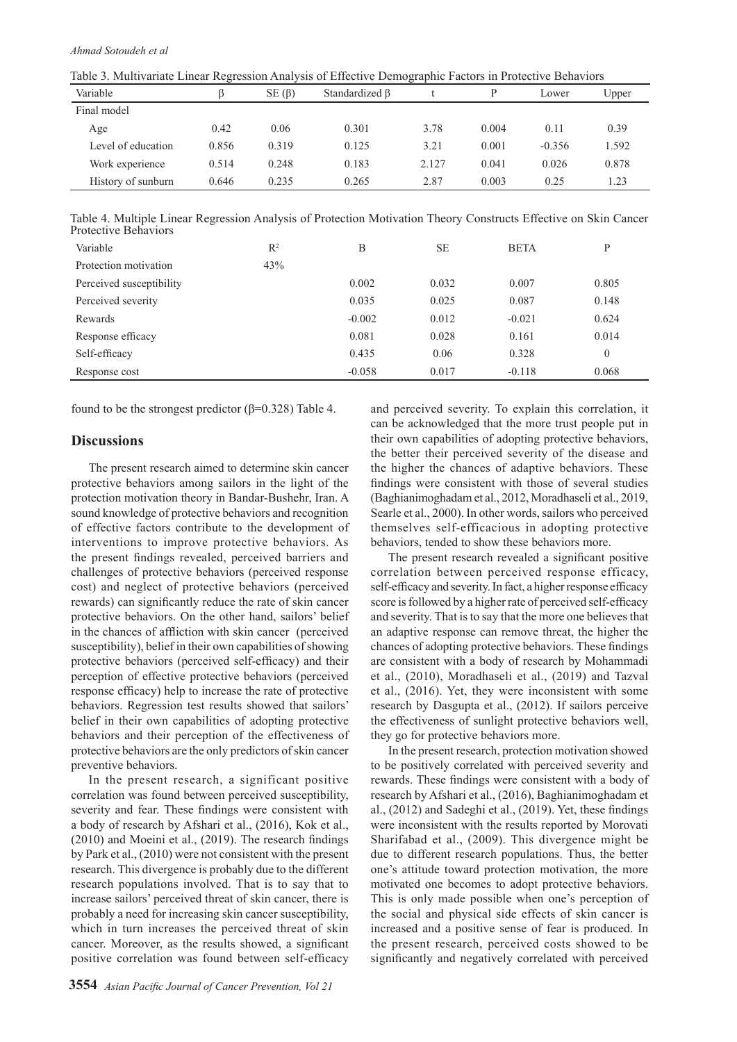Table 3. Multivariate Linear Regression Analysis of Effective Demographic Factors in Protective Behaviors

| Variable | β | SE (β) | Standardized β | t | P | Lower | Upper |
|---|---|---|---|---|---|---|---|
| Final model | | | | | | | |
| Age | 0.42 | 0.06 | 0.301 | 3.78 | 0.004 | 0.11 | 0.39 |
| Level of education | 0.856 | 0.319 | 0.125 | 3.21 | 0.001 | -0.356 | 1.592 |
| Work experience | 0.514 | 0.248 | 0.183 | 2.127 | 0.041 | 0.026 | 0.878 |
| History of sunburn | 0.646 | 0.235 | 0.265 | 2.87 | 0.003 | 0.25 | 1.23 |

Table 4. Multiple Linear Regression Analysis of Protection Motivation Theory Constructs Effective on Skin Cancer Protective Behaviors

| Variable | $R^2$ | B | SE | BETA | P |
|---|---|---|---|---|---|
| Protection motivation | 43% | | | | |
| Perceived susceptibility | | 0.002 | 0.032 | 0.007 | 0.805 |
| Perceived severity | | 0.035 | 0.025 | 0.087 | 0.148 |
| Rewards | | -0.002 | 0.012 | -0.021 | 0.624 |
| Response efficacy | | 0.081 | 0.028 | 0.161 | 0.014 |
| Self-efficacy | | 0.435 | 0.06 | 0.328 | 0 |
| Response cost | | -0.058 | 0.017 | -0.118 | 0.068 |

found to be the strongest predictor (β=0.328) Table 4.

## Discussions

The present research aimed to determine skin cancer protective behaviors among sailors in the light of the protection motivation theory in Bandar-Bushehr, Iran. A sound knowledge of protective behaviors and recognition of effective factors contribute to the development of interventions to improve protective behaviors. As the present findings revealed, perceived barriers and challenges of protective behaviors (perceived response cost) and neglect of protective behaviors (perceived rewards) can significantly reduce the rate of skin cancer protective behaviors. On the other hand, sailors' belief in the chances of affliction with skin cancer (perceived susceptibility), belief in their own capabilities of showing protective behaviors (perceived self-efficacy) and their perception of effective protective behaviors (perceived response efficacy) help to increase the rate of protective behaviors. Regression test results showed that sailors' belief in their own capabilities of adopting protective behaviors and their perception of the effectiveness of protective behaviors are the only predictors of skin cancer preventive behaviors.

In the present research, a significant positive correlation was found between perceived susceptibility, severity and fear. These findings were consistent with a body of research by Afshari et al., (2016), Kok et al., (2010) and Moeini et al., (2019). The research findings by Park et al., (2010) were not consistent with the present research. This divergence is probably due to the different research populations involved. That is to say that to increase sailors' perceived threat of skin cancer, there is probably a need for increasing skin cancer susceptibility, which in turn increases the perceived threat of skin cancer. Moreover, as the results showed, a significant positive correlation was found between self-efficacy and perceived severity. To explain this correlation, it can be acknowledged that the more trust people put in their own capabilities of adopting protective behaviors, the better their perceived severity of the disease and the higher the chances of adaptive behaviors. These findings were consistent with those of several studies (Baghianimoghadam et al., 2012, Moradhaseli et al., 2019, Searle et al., 2000). In other words, sailors who perceived themselves self-efficacious in adopting protective behaviors, tended to show these behaviors more.

The present research revealed a significant positive correlation between perceived response efficacy, self-efficacy and severity. In fact, a higher response efficacy score is followed by a higher rate of perceived self-efficacy and severity. That is to say that the more one believes that an adaptive response can remove threat, the higher the chances of adopting protective behaviors. These findings are consistent with a body of research by Mohammadi et al., (2010), Moradhaseli et al., (2019) and Tazval et al., (2016). Yet, they were inconsistent with some research by Dasgupta et al., (2012). If sailors perceive the effectiveness of sunlight protective behaviors well, they go for protective behaviors more.

In the present research, protection motivation showed to be positively correlated with perceived severity and rewards. These findings were consistent with a body of research by Afshari et al., (2016), Baghianimoghadam et al., (2012) and Sadeghi et al., (2019). Yet, these findings were inconsistent with the results reported by Morovati Sharifabad et al., (2009). This divergence might be due to different research populations. Thus, the better one's attitude toward protection motivation, the more motivated one becomes to adopt protective behaviors. This is only made possible when one's perception of the social and physical side effects of skin cancer is increased and a positive sense of fear is produced. In the present research, perceived costs showed to be significantly and negatively correlated with perceived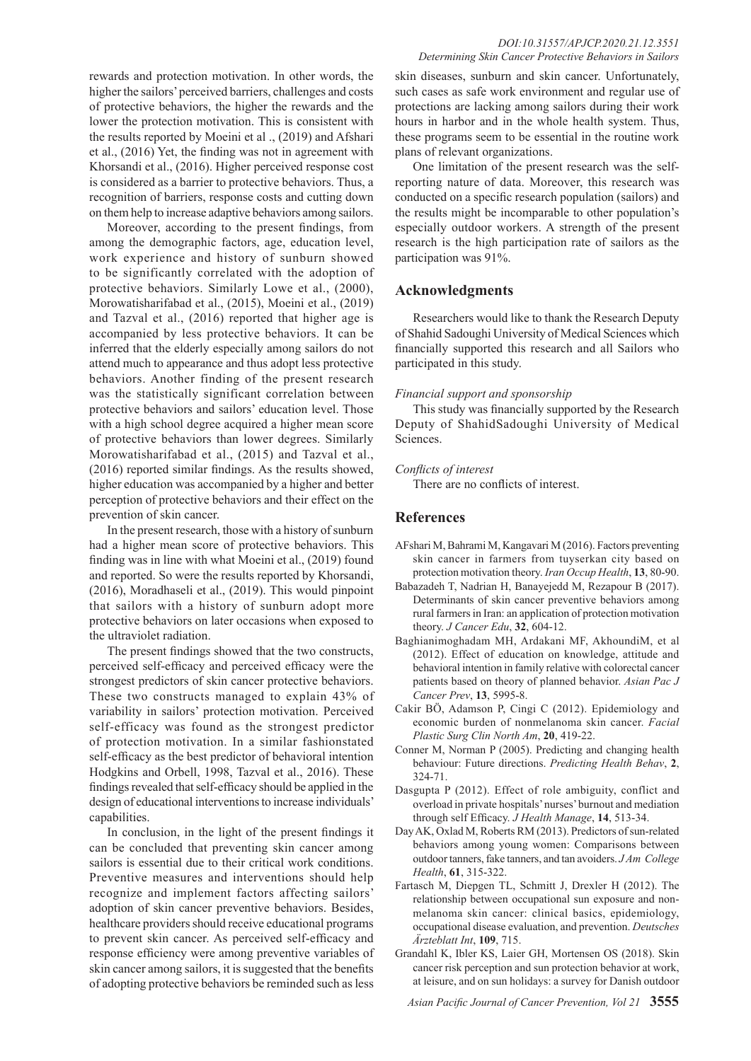rewards and protection motivation. In other words, the higher the sailors' perceived barriers, challenges and costs of protective behaviors, the higher the rewards and the lower the protection motivation. This is consistent with the results reported by Moeini et al ., (2019) and Afshari et al., (2016) Yet, the finding was not in agreement with Khorsandi et al., (2016). Higher perceived response cost is considered as a barrier to protective behaviors. Thus, a recognition of barriers, response costs and cutting down on them help to increase adaptive behaviors among sailors.

Moreover, according to the present findings, from among the demographic factors, age, education level, work experience and history of sunburn showed to be significantly correlated with the adoption of protective behaviors. Similarly Lowe et al., (2000), Morowatisharifabad et al., (2015), Moeini et al., (2019) and Tazval et al., (2016) reported that higher age is accompanied by less protective behaviors. It can be inferred that the elderly especially among sailors do not attend much to appearance and thus adopt less protective behaviors. Another finding of the present research was the statistically significant correlation between protective behaviors and sailors' education level. Those with a high school degree acquired a higher mean score of protective behaviors than lower degrees. Similarly Morowatisharifabad et al., (2015) and Tazval et al., (2016) reported similar findings. As the results showed, higher education was accompanied by a higher and better perception of protective behaviors and their effect on the prevention of skin cancer.

In the present research, those with a history of sunburn had a higher mean score of protective behaviors. This finding was in line with what Moeini et al., (2019) found and reported. So were the results reported by Khorsandi, (2016), Moradhaseli et al., (2019). This would pinpoint that sailors with a history of sunburn adopt more protective behaviors on later occasions when exposed to the ultraviolet radiation.

The present findings showed that the two constructs, perceived self-efficacy and perceived efficacy were the strongest predictors of skin cancer protective behaviors. These two constructs managed to explain 43% of variability in sailors' protection motivation. Perceived self-efficacy was found as the strongest predictor of protection motivation. In a similar fashionstated self-efficacy as the best predictor of behavioral intention Hodgkins and Orbell, 1998, Tazval et al., 2016). These findings revealed that self-efficacy should be applied in the design of educational interventions to increase individuals' capabilities.

In conclusion, in the light of the present findings it can be concluded that preventing skin cancer among sailors is essential due to their critical work conditions. Preventive measures and interventions should help recognize and implement factors affecting sailors' adoption of skin cancer preventive behaviors. Besides, healthcare providers should receive educational programs to prevent skin cancer. As perceived self-efficacy and response efficiency were among preventive variables of skin cancer among sailors, it is suggested that the benefits of adopting protective behaviors be reminded such as less skin diseases, sunburn and skin cancer. Unfortunately, such cases as safe work environment and regular use of protections are lacking among sailors during their work hours in harbor and in the whole health system. Thus, these programs seem to be essential in the routine work plans of relevant organizations.

One limitation of the present research was the self-reporting nature of data. Moreover, this research was conducted on a specific research population (sailors) and the results might be incomparable to other population's especially outdoor workers. A strength of the present research is the high participation rate of sailors as the participation was 91%.

## Acknowledgments

Researchers would like to thank the Research Deputy of Shahid Sadoughi University of Medical Sciences which financially supported this research and all Sailors who participated in this study.

*Financial support and sponsorship*

This study was financially supported by the Research Deputy of ShahidSadoughi University of Medical Sciences.

*Conflicts of interest*

There are no conflicts of interest.

## References

AFshari M, Bahrami M, Kangavari M (2016). Factors preventing skin cancer in farmers from tuyserkan city based on protection motivation theory. *Iran Occup Health*, **13**, 80-90.

Babazadeh T, Nadrian H, Banayejedd M, Rezapour B (2017). Determinants of skin cancer preventive behaviors among rural farmers in Iran: an application of protection motivation theory. *J Cancer Edu*, **32**, 604-12.

Baghianimoghadam MH, Ardakani MF, AkhoundiM, et al (2012). Effect of education on knowledge, attitude and behavioral intention in family relative with colorectal cancer patients based on theory of planned behavior. *Asian Pac J Cancer Prev*, **13**, 5995-8.

Cakir BÖ, Adamson P, Cingi C (2012). Epidemiology and economic burden of nonmelanoma skin cancer. *Facial Plastic Surg Clin North Am*, **20**, 419-22.

Conner M, Norman P (2005). Predicting and changing health behaviour: Future directions. *Predicting Health Behav*, **2**, 324-71.

Dasgupta P (2012). Effect of role ambiguity, conflict and overload in private hospitals' nurses' burnout and mediation through self Efficacy. *J Health Manage*, **14**, 513-34.

Day AK, Oxlad M, Roberts RM (2013). Predictors of sun-related behaviors among young women: Comparisons between outdoor tanners, fake tanners, and tan avoiders. *J Am College Health*, **61**, 315-322.

Fartasch M, Diepgen TL, Schmitt J, Drexler H (2012). The relationship between occupational sun exposure and non-melanoma skin cancer: clinical basics, epidemiology, occupational disease evaluation, and prevention. *Deutsches Ärzteblatt Int*, **109**, 715.

Grandahl K, Ibler KS, Laier GH, Mortensen OS (2018). Skin cancer risk perception and sun protection behavior at work, at leisure, and on sun holidays: a survey for Danish outdoor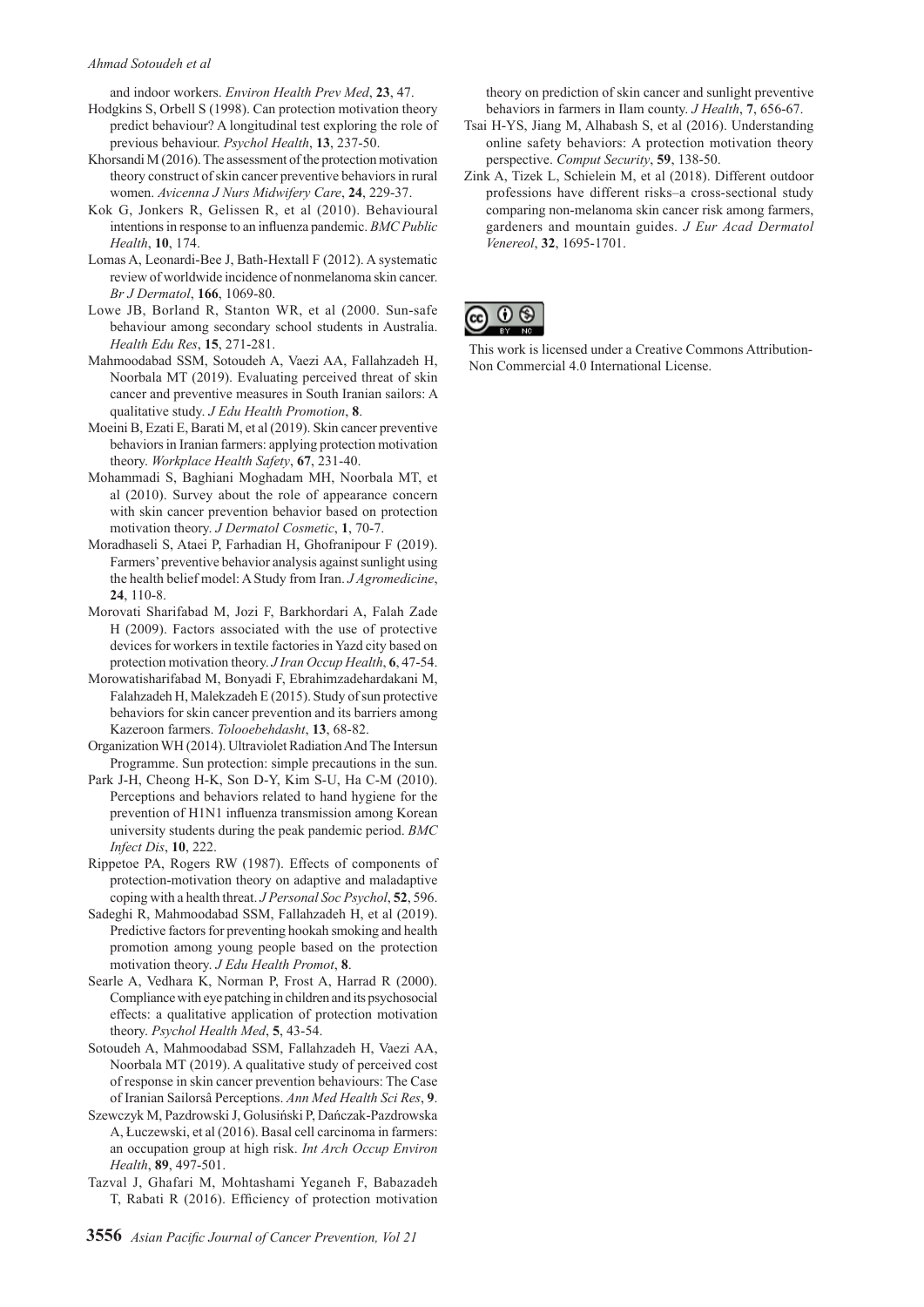and indoor workers. *Environ Health Prev Med*, **23**, 47.

Hodgkins S, Orbell S (1998). Can protection motivation theory predict behaviour? A longitudinal test exploring the role of previous behaviour. *Psychol Health*, **13**, 237-50.

Khorsandi M (2016). The assessment of the protection motivation theory construct of skin cancer preventive behaviors in rural women. *Avicenna J Nurs Midwifery Care*, **24**, 229-37.

Kok G, Jonkers R, Gelissen R, et al (2010). Behavioural intentions in response to an influenza pandemic. *BMC Public Health*, **10**, 174.

Lomas A, Leonardi-Bee J, Bath-Hextall F (2012). A systematic review of worldwide incidence of nonmelanoma skin cancer. *Br J Dermatol*, **166**, 1069-80.

Lowe JB, Borland R, Stanton WR, et al (2000. Sun-safe behaviour among secondary school students in Australia. *Health Edu Res*, **15**, 271-281.

Mahmoodabad SSM, Sotoudeh A, Vaezi AA, Fallahzadeh H, Noorbala MT (2019). Evaluating perceived threat of skin cancer and preventive measures in South Iranian sailors: A qualitative study. *J Edu Health Promotion*, **8**.

Moeini B, Ezati E, Barati M, et al (2019). Skin cancer preventive behaviors in Iranian farmers: applying protection motivation theory. *Workplace Health Safety*, **67**, 231-40.

Mohammadi S, Baghiani Moghadam MH, Noorbala MT, et al (2010). Survey about the role of appearance concern with skin cancer prevention behavior based on protection motivation theory. *J Dermatol Cosmetic*, **1**, 70-7.

Moradhaseli S, Ataei P, Farhadian H, Ghofranipour F (2019). Farmers' preventive behavior analysis against sunlight using the health belief model: A Study from Iran. *J Agromedicine*, **24**, 110-8.

Morovati Sharifabad M, Jozi F, Barkhordari A, Falah Zade H (2009). Factors associated with the use of protective devices for workers in textile factories in Yazd city based on protection motivation theory. *J Iran Occup Health*, **6**, 47-54.

Morowatisharifabad M, Bonyadi F, Ebrahimzadehardakani M, Falahzadeh H, Malekzadeh E (2015). Study of sun protective behaviors for skin cancer prevention and its barriers among Kazeroon farmers. *Tolooebehdasht*, **13**, 68-82.

Organization WH (2014). Ultraviolet Radiation And The Intersun Programme. Sun protection: simple precautions in the sun.

Park J-H, Cheong H-K, Son D-Y, Kim S-U, Ha C-M (2010). Perceptions and behaviors related to hand hygiene for the prevention of H1N1 influenza transmission among Korean university students during the peak pandemic period. *BMC Infect Dis*, **10**, 222.

Rippetoe PA, Rogers RW (1987). Effects of components of protection-motivation theory on adaptive and maladaptive coping with a health threat. *J Personal Soc Psychol*, **52**, 596.

Sadeghi R, Mahmoodabad SSM, Fallahzadeh H, et al (2019). Predictive factors for preventing hookah smoking and health promotion among young people based on the protection motivation theory. *J Edu Health Promot*, **8**.

Searle A, Vedhara K, Norman P, Frost A, Harrad R (2000). Compliance with eye patching in children and its psychosocial effects: a qualitative application of protection motivation theory. *Psychol Health Med*, **5**, 43-54.

Sotoudeh A, Mahmoodabad SSM, Fallahzadeh H, Vaezi AA, Noorbala MT (2019). A qualitative study of perceived cost of response in skin cancer prevention behaviours: The Case of Iranian Sailorsâ Perceptions. *Ann Med Health Sci Res*, **9**.

Szewczyk M, Pazdrowski J, Golusiński P, Dańczak-Pazdrowska A, Łuczewski, et al (2016). Basal cell carcinoma in farmers: an occupation group at high risk. *Int Arch Occup Environ Health*, **89**, 497-501.

Tazval J, Ghafari M, Mohtashami Yeganeh F, Babazadeh T, Rabati R (2016). Efficiency of protection motivation theory on prediction of skin cancer and sunlight preventive behaviors in farmers in Ilam county. *J Health*, **7**, 656-67.

Tsai H-YS, Jiang M, Alhabash S, et al (2016). Understanding online safety behaviors: A protection motivation theory perspective. *Comput Security*, **59**, 138-50.

Zink A, Tizek L, Schielein M, et al (2018). Different outdoor professions have different risks–a cross-sectional study comparing non-melanoma skin cancer risk among farmers, gardeners and mountain guides. *J Eur Acad Dermatol Venereol*, **32**, 1695-1701.

This work is licensed under a Creative Commons Attribution-Non Commercial 4.0 International License.